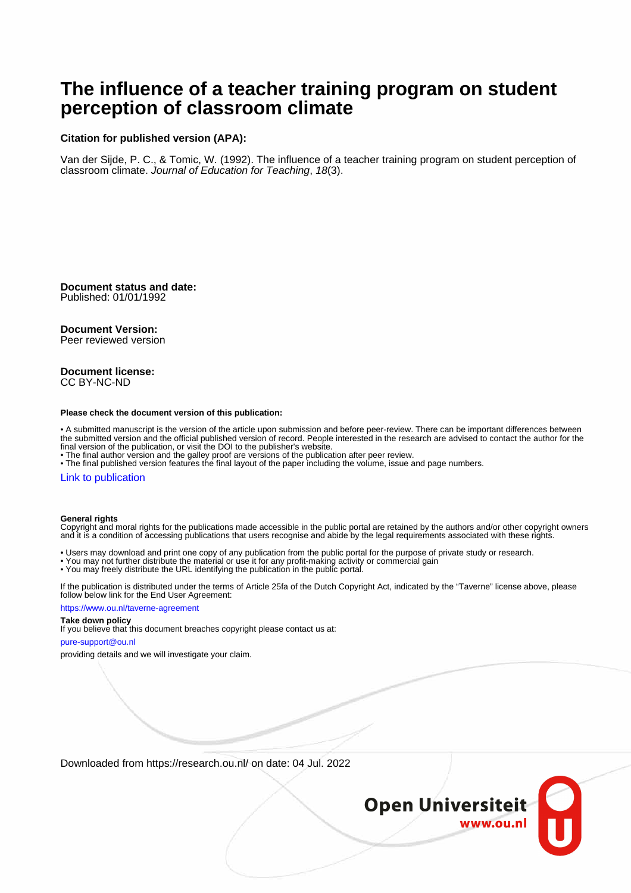# The influence of a teacher training program on student perception of classroom climate

**Citation for published version (APA):**

Van der Sijde, P. C., & Tomic, W. (1992). The influence of a teacher training program on student perception of classroom climate. *Journal of Education for Teaching*, *18*(3).

**Document status and date:**
Published: 01/01/1992

**Document Version:**
Peer reviewed version

**Document license:**
CC BY-NC-ND

**Please check the document version of this publication:**

• A submitted manuscript is the version of the article upon submission and before peer-review. There can be important differences between the submitted version and the official published version of record. People interested in the research are advised to contact the author for the final version of the publication, or visit the DOI to the publisher's website.
• The final author version and the galley proof are versions of the publication after peer review.
• The final published version features the final layout of the paper including the volume, issue and page numbers.

Link to publication

**General rights**
Copyright and moral rights for the publications made accessible in the public portal are retained by the authors and/or other copyright owners and it is a condition of accessing publications that users recognise and abide by the legal requirements associated with these rights.

• Users may download and print one copy of any publication from the public portal for the purpose of private study or research.
• You may not further distribute the material or use it for any profit-making activity or commercial gain
• You may freely distribute the URL identifying the publication in the public portal.

If the publication is distributed under the terms of Article 25fa of the Dutch Copyright Act, indicated by the "Taverne" license above, please follow below link for the End User Agreement:

https://www.ou.nl/taverne-agreement

**Take down policy**
If you believe that this document breaches copyright please contact us at:

pure-support@ou.nl

providing details and we will investigate your claim.

Downloaded from https://research.ou.nl/ on date: 04 Jul. 2022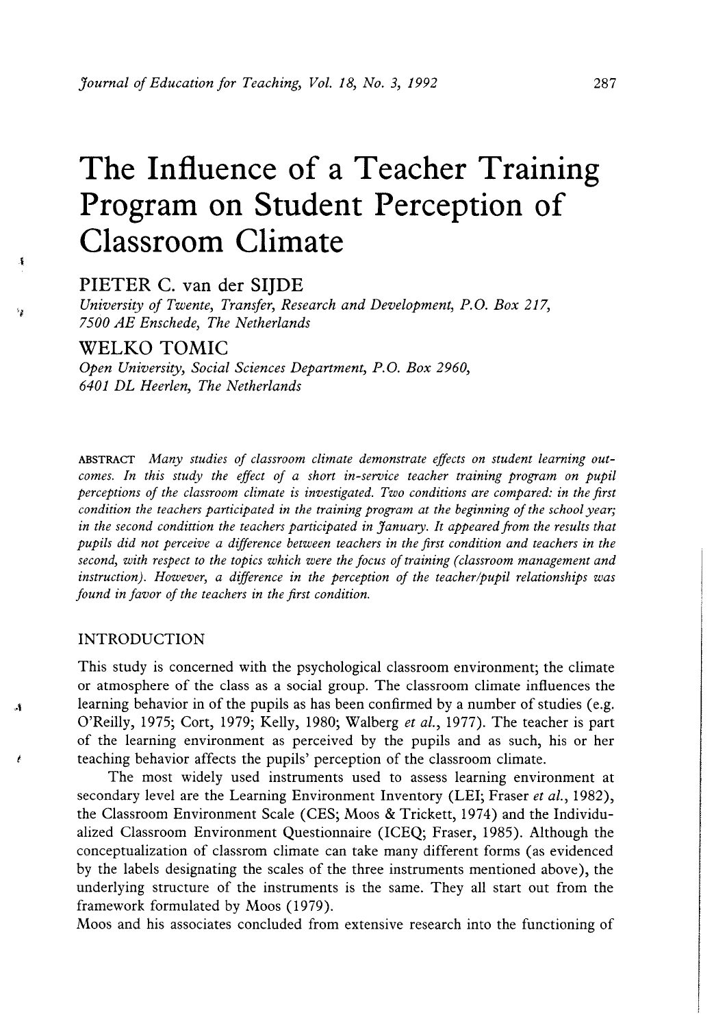# The Influence of a Teacher Training Program on Student Perception of Classroom Climate

PIETER C. van der SIJDE

*University of Twente, Transfer, Research and Development, P.O. Box 217, 7500 AE Enschede, The Netherlands*

WELKO TOMIC

*Open University, Social Sciences Department, P.O. Box 2960, 6401 DL Heerlen, The Netherlands*

ABSTRACT *Many studies of classroom climate demonstrate effects on student learning outcomes. In this study the effect of a short in-service teacher training program on pupil perceptions of the classroom climate is investigated. Two conditions are compared: in the first condition the teachers participated in the training program at the beginning of the school year; in the second condittion the teachers participated in January. It appeared from the results that pupils did not perceive a difference between teachers in the first condition and teachers in the second, with respect to the topics which were the focus of training (classroom management and instruction). However, a difference in the perception of the teacher/pupil relationships was found in favor of the teachers in the first condition.*

## INTRODUCTION

This study is concerned with the psychological classroom environment; the climate or atmosphere of the class as a social group. The classroom climate influences the learning behavior in of the pupils as has been confirmed by a number of studies (e.g. O'Reilly, 1975; Cort, 1979; Kelly, 1980; Walberg *et al.*, 1977). The teacher is part of the learning environment as perceived by the pupils and as such, his or her teaching behavior affects the pupils' perception of the classroom climate.

The most widely used instruments used to assess learning environment at secondary level are the Learning Environment Inventory (LEI; Fraser *et al.*, 1982), the Classroom Environment Scale (CES; Moos & Trickett, 1974) and the Individualized Classroom Environment Questionnaire (ICEQ; Fraser, 1985). Although the conceptualization of classrom climate can take many different forms (as evidenced by the labels designating the scales of the three instruments mentioned above), the underlying structure of the instruments is the same. They all start out from the framework formulated by Moos (1979).

Moos and his associates concluded from extensive research into the functioning of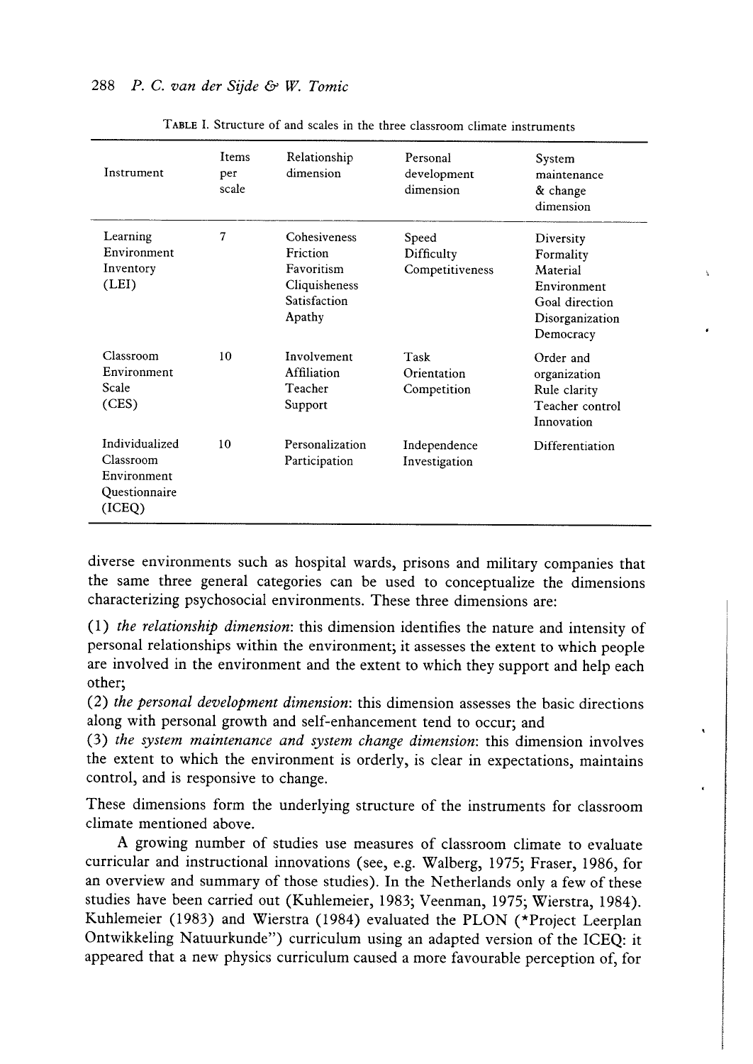TABLE I. Structure of and scales in the three classroom climate instruments

| Instrument | Items per scale | Relationship dimension | Personal development dimension | System maintenance & change dimension |
|---|---|---|---|---|
| Learning Environment Inventory (LEI) | 7 | Cohesiveness<br>Friction<br>Favoritism<br>Cliquisheness<br>Satisfaction<br>Apathy | Speed<br>Difficulty<br>Competitiveness | Diversity<br>Formality<br>Material Environment<br>Goal direction<br>Disorganization<br>Democracy |
| Classroom Environment Scale (CES) | 10 | Involvement<br>Affiliation<br>Teacher Support | Task Orientation<br>Competition | Order and organization<br>Rule clarity<br>Teacher control<br>Innovation |
| Individualized Classroom Environment Questionnaire (ICEQ) | 10 | Personalization<br>Participation | Independence<br>Investigation | Differentiation |

diverse environments such as hospital wards, prisons and military companies that the same three general categories can be used to conceptualize the dimensions characterizing psychosocial environments. These three dimensions are:

(1) *the relationship dimension*: this dimension identifies the nature and intensity of personal relationships within the environment; it assesses the extent to which people are involved in the environment and the extent to which they support and help each other;
(2) *the personal development dimension*: this dimension assesses the basic directions along with personal growth and self-enhancement tend to occur; and
(3) *the system maintenance and system change dimension*: this dimension involves the extent to which the environment is orderly, is clear in expectations, maintains control, and is responsive to change.

These dimensions form the underlying structure of the instruments for classroom climate mentioned above.

A growing number of studies use measures of classroom climate to evaluate curricular and instructional innovations (see, e.g. Walberg, 1975; Fraser, 1986, for an overview and summary of those studies). In the Netherlands only a few of these studies have been carried out (Kuhlemeier, 1983; Veenman, 1975; Wierstra, 1984). Kuhlemeier (1983) and Wierstra (1984) evaluated the PLON ("Project Leerplan Ontwikkeling Natuurkunde") curriculum using an adapted version of the ICEQ: it appeared that a new physics curriculum caused a more favourable perception of, for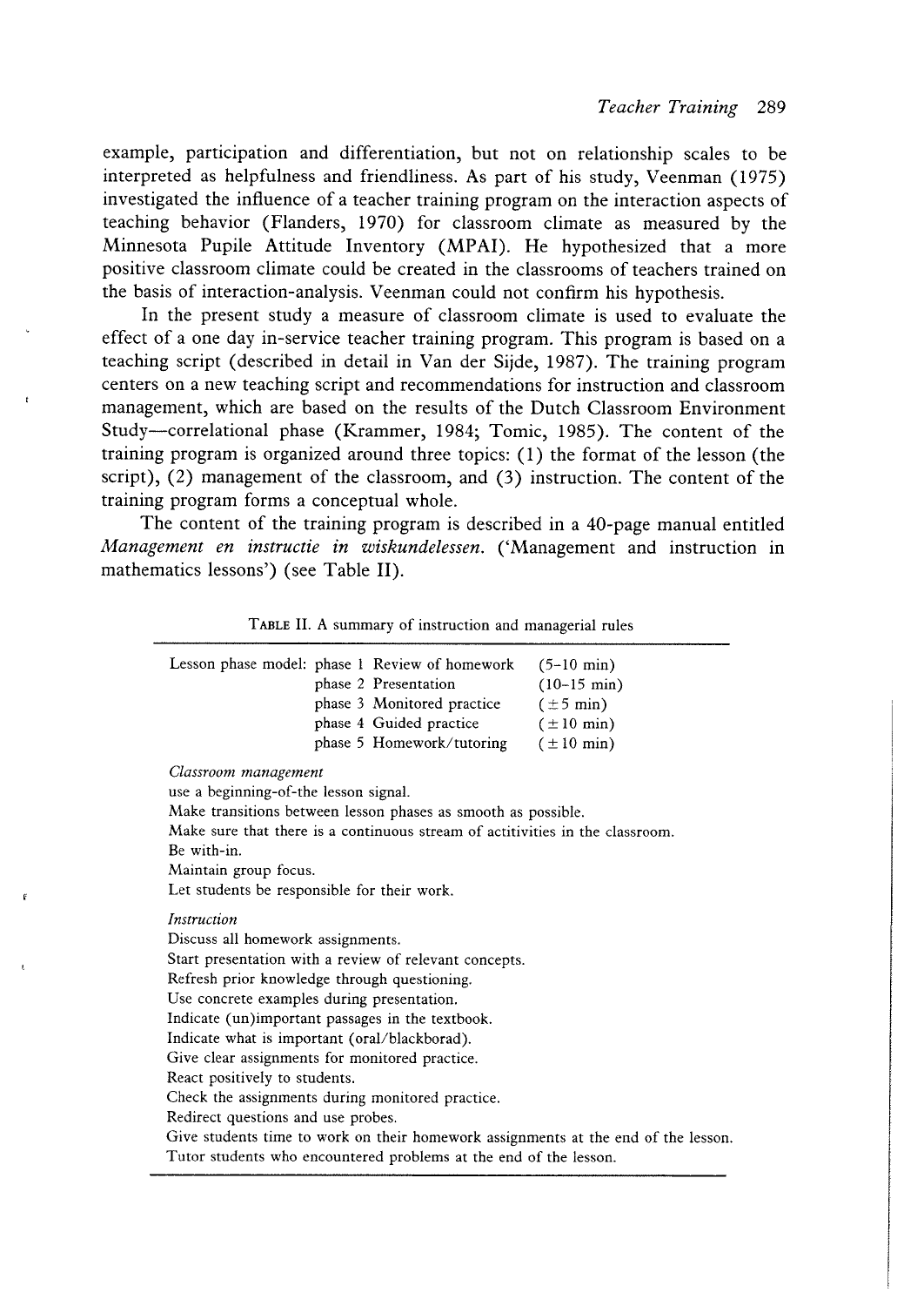example, participation and differentiation, but not on relationship scales to be interpreted as helpfulness and friendliness. As part of his study, Veenman (1975) investigated the influence of a teacher training program on the interaction aspects of teaching behavior (Flanders, 1970) for classroom climate as measured by the Minnesota Pupile Attitude Inventory (MPAI). He hypothesized that a more positive classroom climate could be created in the classrooms of teachers trained on the basis of interaction-analysis. Veenman could not confirm his hypothesis.

In the present study a measure of classroom climate is used to evaluate the effect of a one day in-service teacher training program. This program is based on a teaching script (described in detail in Van der Sijde, 1987). The training program centers on a new teaching script and recommendations for instruction and classroom management, which are based on the results of the Dutch Classroom Environment Study—correlational phase (Krammer, 1984; Tomic, 1985). The content of the training program is organized around three topics: (1) the format of the lesson (the script), (2) management of the classroom, and (3) instruction. The content of the training program forms a conceptual whole.

The content of the training program is described in a 40-page manual entitled *Management en instructie in wiskundelessen.* ('Management and instruction in mathematics lessons') (see Table II).

TABLE II. A summary of instruction and managerial rules

| | | | |
|---|---|---|---|
| Lesson phase model: | phase 1 | Review of homework | (5–10 min) |
| | phase 2 | Presentation | (10–15 min) |
| | phase 3 | Monitored practice | (±5 min) |
| | phase 4 | Guided practice | (±10 min) |
| | phase 5 | Homework/tutoring | (±10 min) |

*Classroom management*

use a beginning-of-the lesson signal.
Make transitions between lesson phases as smooth as possible.
Make sure that there is a continuous stream of actitivities in the classroom.
Be with-in.
Maintain group focus.
Let students be responsible for their work.

*Instruction*

Discuss all homework assignments.
Start presentation with a review of relevant concepts.
Refresh prior knowledge through questioning.
Use concrete examples during presentation.
Indicate (un)important passages in the textbook.
Indicate what is important (oral/blackborad).
Give clear assignments for monitored practice.
React positively to students.
Check the assignments during monitored practice.
Redirect questions and use probes.
Give students time to work on their homework assignments at the end of the lesson.
Tutor students who encountered problems at the end of the lesson.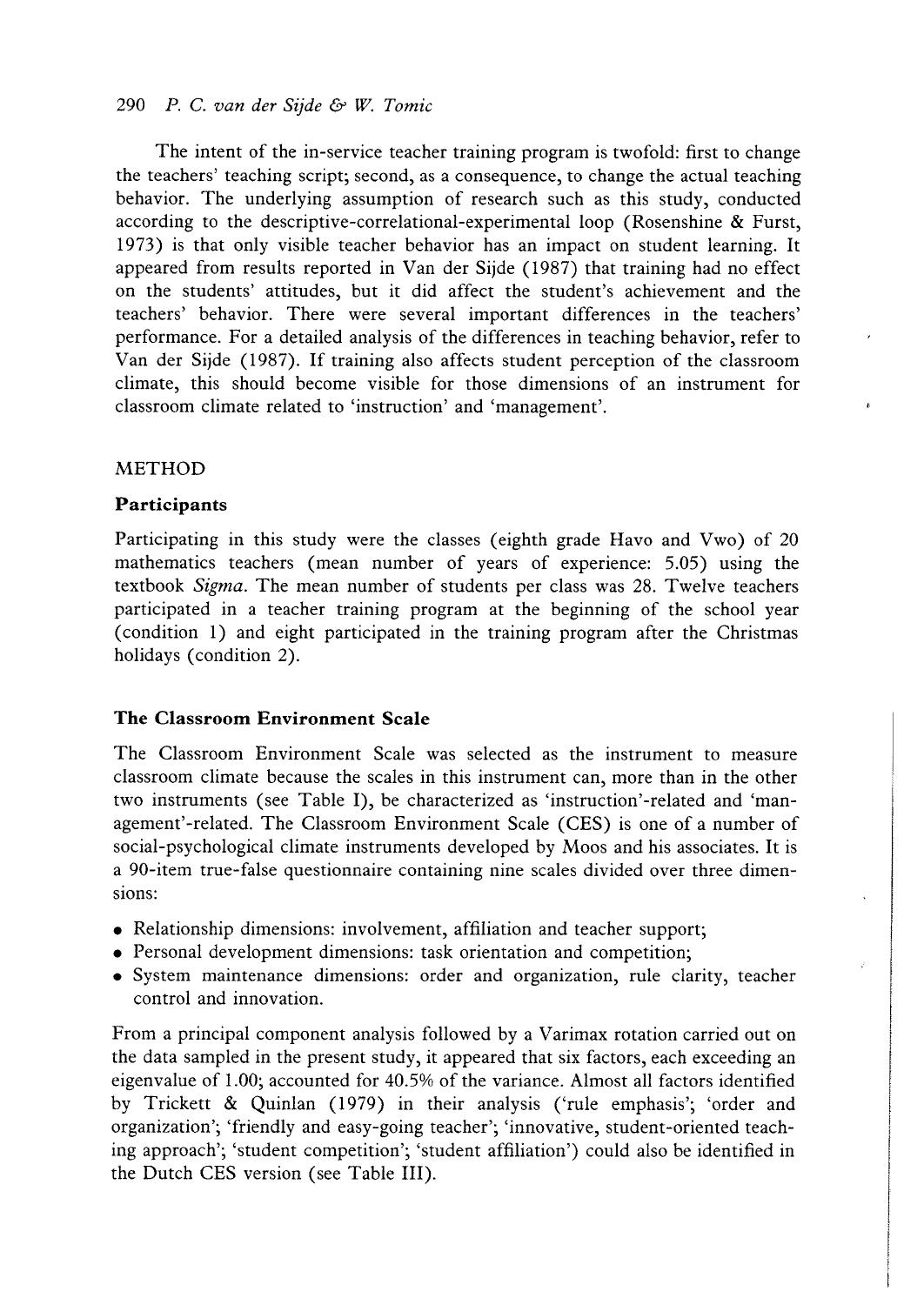The intent of the in-service teacher training program is twofold: first to change the teachers' teaching script; second, as a consequence, to change the actual teaching behavior. The underlying assumption of research such as this study, conducted according to the descriptive-correlational-experimental loop (Rosenshine & Furst, 1973) is that only visible teacher behavior has an impact on student learning. It appeared from results reported in Van der Sijde (1987) that training had no effect on the students' attitudes, but it did affect the student's achievement and the teachers' behavior. There were several important differences in the teachers' performance. For a detailed analysis of the differences in teaching behavior, refer to Van der Sijde (1987). If training also affects student perception of the classroom climate, this should become visible for those dimensions of an instrument for classroom climate related to 'instruction' and 'management'.

## METHOD

### Participants

Participating in this study were the classes (eighth grade Havo and Vwo) of 20 mathematics teachers (mean number of years of experience: 5.05) using the textbook *Sigma*. The mean number of students per class was 28. Twelve teachers participated in a teacher training program at the beginning of the school year (condition 1) and eight participated in the training program after the Christmas holidays (condition 2).

### The Classroom Environment Scale

The Classroom Environment Scale was selected as the instrument to measure classroom climate because the scales in this instrument can, more than in the other two instruments (see Table I), be characterized as 'instruction'-related and 'management'-related. The Classroom Environment Scale (CES) is one of a number of social-psychological climate instruments developed by Moos and his associates. It is a 90-item true-false questionnaire containing nine scales divided over three dimensions:

- Relationship dimensions: involvement, affiliation and teacher support;
- Personal development dimensions: task orientation and competition;
- System maintenance dimensions: order and organization, rule clarity, teacher control and innovation.

From a principal component analysis followed by a Varimax rotation carried out on the data sampled in the present study, it appeared that six factors, each exceeding an eigenvalue of 1.00; accounted for 40.5% of the variance. Almost all factors identified by Trickett & Quinlan (1979) in their analysis ('rule emphasis'; 'order and organization'; 'friendly and easy-going teacher'; 'innovative, student-oriented teaching approach'; 'student competition'; 'student affiliation') could also be identified in the Dutch CES version (see Table III).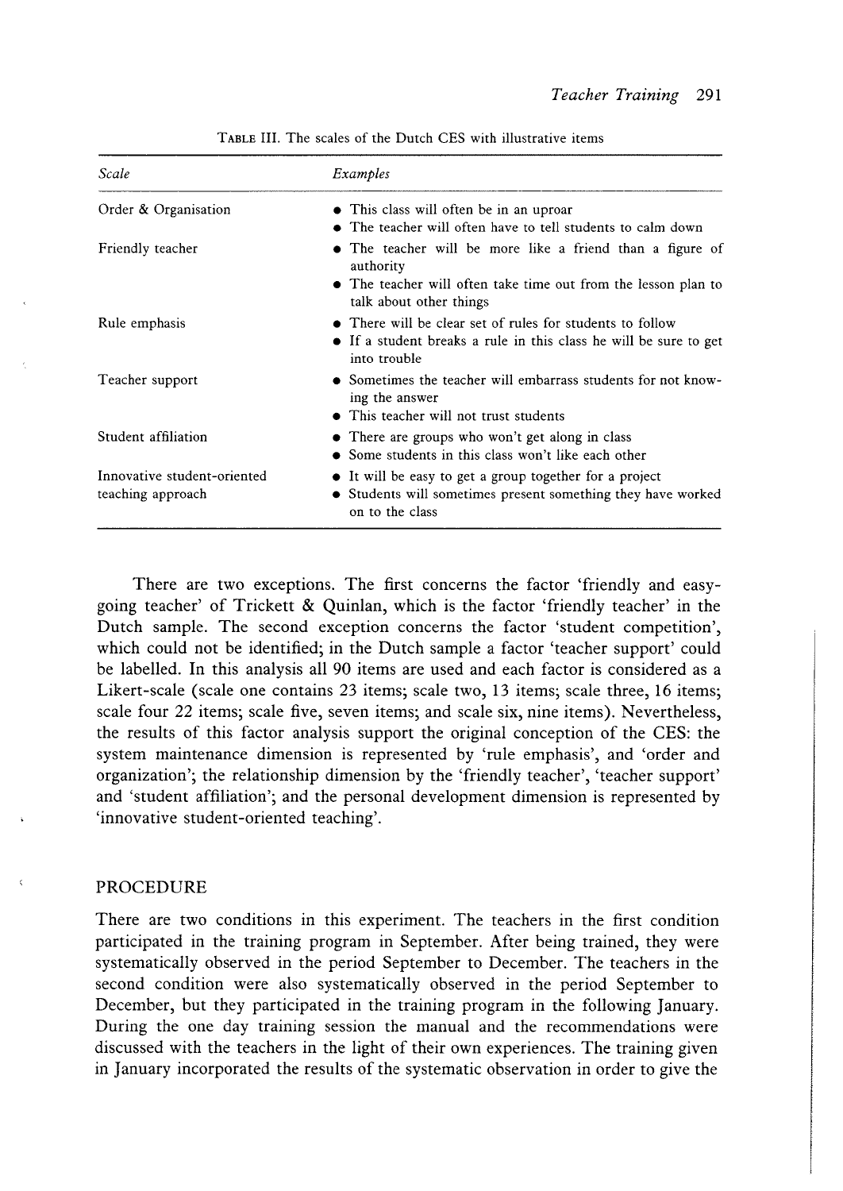TABLE III. The scales of the Dutch CES with illustrative items

| *Scale* | *Examples* |
|---|---|
| Order & Organisation | • This class will often be in an uproar<br>• The teacher will often have to tell students to calm down |
| Friendly teacher | • The teacher will be more like a friend than a figure of authority<br>• The teacher will often take time out from the lesson plan to talk about other things |
| Rule emphasis | • There will be clear set of rules for students to follow<br>• If a student breaks a rule in this class he will be sure to get into trouble |
| Teacher support | • Sometimes the teacher will embarrass students for not knowing the answer<br>• This teacher will not trust students |
| Student affiliation | • There are groups who won't get along in class<br>• Some students in this class won't like each other |
| Innovative student-oriented teaching approach | • It will be easy to get a group together for a project<br>• Students will sometimes present something they have worked on to the class |

There are two exceptions. The first concerns the factor 'friendly and easy-going teacher' of Trickett & Quinlan, which is the factor 'friendly teacher' in the Dutch sample. The second exception concerns the factor 'student competition', which could not be identified; in the Dutch sample a factor 'teacher support' could be labelled. In this analysis all 90 items are used and each factor is considered as a Likert-scale (scale one contains 23 items; scale two, 13 items; scale three, 16 items; scale four 22 items; scale five, seven items; and scale six, nine items). Nevertheless, the results of this factor analysis support the original conception of the CES: the system maintenance dimension is represented by 'rule emphasis', and 'order and organization'; the relationship dimension by the 'friendly teacher', 'teacher support' and 'student affiliation'; and the personal development dimension is represented by 'innovative student-oriented teaching'.

## PROCEDURE

There are two conditions in this experiment. The teachers in the first condition participated in the training program in September. After being trained, they were systematically observed in the period September to December. The teachers in the second condition were also systematically observed in the period September to December, but they participated in the training program in the following January. During the one day training session the manual and the recommendations were discussed with the teachers in the light of their own experiences. The training given in January incorporated the results of the systematic observation in order to give the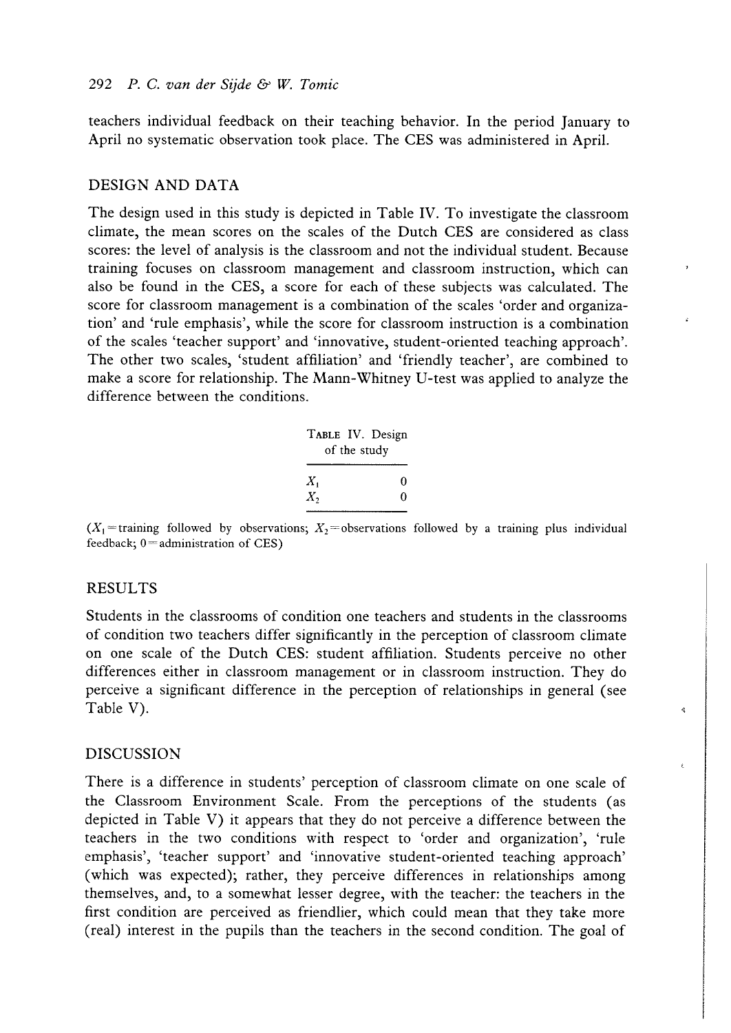teachers individual feedback on their teaching behavior. In the period January to April no systematic observation took place. The CES was administered in April.

## DESIGN AND DATA

The design used in this study is depicted in Table IV. To investigate the classroom climate, the mean scores on the scales of the Dutch CES are considered as class scores: the level of analysis is the classroom and not the individual student. Because training focuses on classroom management and classroom instruction, which can also be found in the CES, a score for each of these subjects was calculated. The score for classroom management is a combination of the scales 'order and organization' and 'rule emphasis', while the score for classroom instruction is a combination of the scales 'teacher support' and 'innovative, student-oriented teaching approach'. The other two scales, 'student affiliation' and 'friendly teacher', are combined to make a score for relationship. The Mann-Whitney U-test was applied to analyze the difference between the conditions.

TABLE IV. Design of the study

| | |
|---|---|
| $X_1$ | 0 |
| $X_2$ | 0 |

($X_1$ = training followed by observations; $X_2$ = observations followed by a training plus individual feedback; 0 = administration of CES)

## RESULTS

Students in the classrooms of condition one teachers and students in the classrooms of condition two teachers differ significantly in the perception of classroom climate on one scale of the Dutch CES: student affiliation. Students perceive no other differences either in classroom management or in classroom instruction. They do perceive a significant difference in the perception of relationships in general (see Table V).

## DISCUSSION

There is a difference in students' perception of classroom climate on one scale of the Classroom Environment Scale. From the perceptions of the students (as depicted in Table V) it appears that they do not perceive a difference between the teachers in the two conditions with respect to 'order and organization', 'rule emphasis', 'teacher support' and 'innovative student-oriented teaching approach' (which was expected); rather, they perceive differences in relationships among themselves, and, to a somewhat lesser degree, with the teacher: the teachers in the first condition are perceived as friendlier, which could mean that they take more (real) interest in the pupils than the teachers in the second condition. The goal of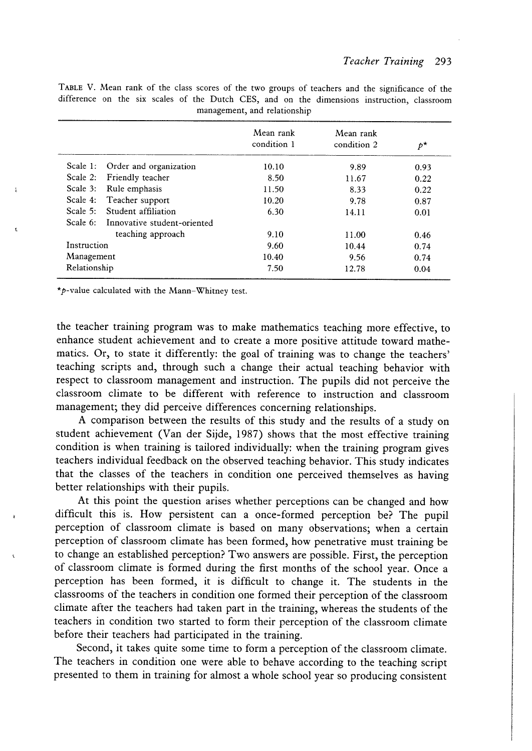TABLE V. Mean rank of the class scores of the two groups of teachers and the significance of the difference on the six scales of the Dutch CES, and on the dimensions instruction, classroom management, and relationship

| | Mean rank condition 1 | Mean rank condition 2 | $p$* |
|---|---|---|---|
| Scale 1: Order and organization | 10.10 | 9.89 | 0.93 |
| Scale 2: Friendly teacher | 8.50 | 11.67 | 0.22 |
| Scale 3: Rule emphasis | 11.50 | 8.33 | 0.22 |
| Scale 4: Teacher support | 10.20 | 9.78 | 0.87 |
| Scale 5: Student affiliation | 6.30 | 14.11 | 0.01 |
| Scale 6: Innovative student-oriented teaching approach | 9.10 | 11.00 | 0.46 |
| Instruction | 9.60 | 10.44 | 0.74 |
| Management | 10.40 | 9.56 | 0.74 |
| Relationship | 7.50 | 12.78 | 0.04 |

*$p$-value calculated with the Mann–Whitney test.

the teacher training program was to make mathematics teaching more effective, to enhance student achievement and to create a more positive attitude toward mathematics. Or, to state it differently: the goal of training was to change the teachers' teaching scripts and, through such a change their actual teaching behavior with respect to classroom management and instruction. The pupils did not perceive the classroom climate to be different with reference to instruction and classroom management; they did perceive differences concerning relationships.

A comparison between the results of this study and the results of a study on student achievement (Van der Sijde, 1987) shows that the most effective training condition is when training is tailored individually: when the training program gives teachers individual feedback on the observed teaching behavior. This study indicates that the classes of the teachers in condition one perceived themselves as having better relationships with their pupils.

At this point the question arises whether perceptions can be changed and how difficult this is. How persistent can a once-formed perception be? The pupil perception of classroom climate is based on many observations; when a certain perception of classroom climate has been formed, how penetrative must training be to change an established perception? Two answers are possible. First, the perception of classroom climate is formed during the first months of the school year. Once a perception has been formed, it is difficult to change it. The students in the classrooms of the teachers in condition one formed their perception of the classroom climate after the teachers had taken part in the training, whereas the students of the teachers in condition two started to form their perception of the classroom climate before their teachers had participated in the training.

Second, it takes quite some time to form a perception of the classroom climate. The teachers in condition one were able to behave according to the teaching script presented to them in training for almost a whole school year so producing consistent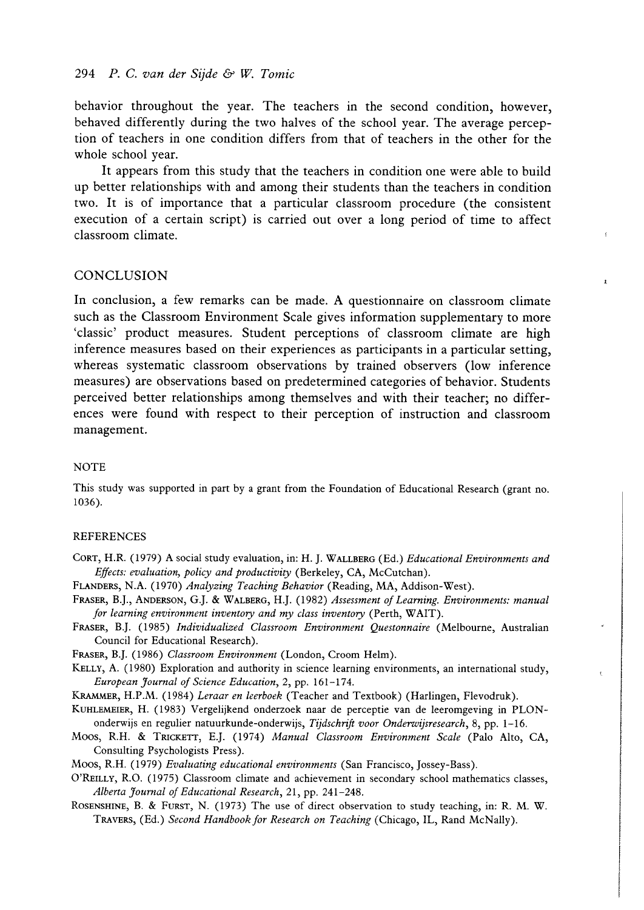behavior throughout the year. The teachers in the second condition, however, behaved differently during the two halves of the school year. The average perception of teachers in one condition differs from that of teachers in the other for the whole school year.

It appears from this study that the teachers in condition one were able to build up better relationships with and among their students than the teachers in condition two. It is of importance that a particular classroom procedure (the consistent execution of a certain script) is carried out over a long period of time to affect classroom climate.

## CONCLUSION

In conclusion, a few remarks can be made. A questionnaire on classroom climate such as the Classroom Environment Scale gives information supplementary to more 'classic' product measures. Student perceptions of classroom climate are high inference measures based on their experiences as participants in a particular setting, whereas systematic classroom observations by trained observers (low inference measures) are observations based on predetermined categories of behavior. Students perceived better relationships among themselves and with their teacher; no differences were found with respect to their perception of instruction and classroom management.

### NOTE

This study was supported in part by a grant from the Foundation of Educational Research (grant no. 1036).

### REFERENCES

CORT, H.R. (1979) A social study evaluation, in: H. J. WALLBERG (Ed.) *Educational Environments and Effects: evaluation, policy and productivity* (Berkeley, CA, McCutchan).

FLANDERS, N.A. (1970) *Analyzing Teaching Behavior* (Reading, MA, Addison-West).

FRASER, B.J., ANDERSON, G.J. & WALBERG, H.J. (1982) *Assessment of Learning. Environments: manual for learning environment inventory and my class inventory* (Perth, WAIT).

FRASER, B.J. (1985) *Individualized Classroom Environment Questonnaire* (Melbourne, Australian Council for Educational Research).

FRASER, B.J. (1986) *Classroom Environment* (London, Croom Helm).

KELLY, A. (1980) Exploration and authority in science learning environments, an international study, *European Journal of Science Education*, 2, pp. 161–174.

KRAMMER, H.P.M. (1984) *Leraar en leerboek* (Teacher and Textbook) (Harlingen, Flevodruk).

KUHLEMEIER, H. (1983) Vergelijkend onderzoek naar de perceptie van de leeromgeving in PLON-onderwijs en regulier natuurkunde-onderwijs, *Tijdschrift voor Onderwijsresearch*, 8, pp. 1–16.

MOOS, R.H. & TRICKETT, E.J. (1974) *Manual Classroom Environment Scale* (Palo Alto, CA, Consulting Psychologists Press).

MOOS, R.H. (1979) *Evaluating educational environments* (San Francisco, Jossey-Bass).

O'REILLY, R.O. (1975) Classroom climate and achievement in secondary school mathematics classes, *Alberta Journal of Educational Research*, 21, pp. 241–248.

ROSENSHINE, B. & FURST, N. (1973) The use of direct observation to study teaching, in: R. M. W. TRAVERS, (Ed.) *Second Handbook for Research on Teaching* (Chicago, IL, Rand McNally).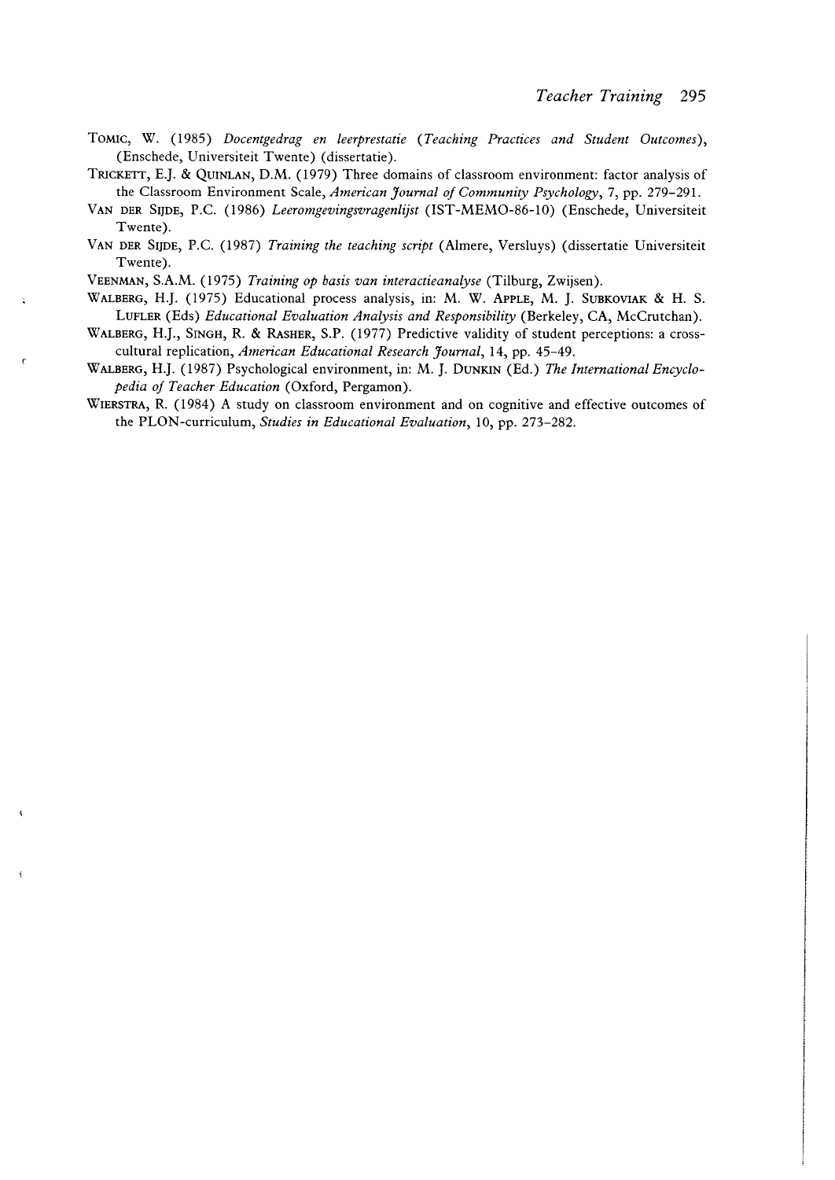TOMIC, W. (1985) *Docentgedrag en leerprestatie (Teaching Practices and Student Outcomes)*, (Enschede, Universiteit Twente) (dissertatie).

TRICKETT, E.J. & QUINLAN, D.M. (1979) Three domains of classroom environment: factor analysis of the Classroom Environment Scale, *American Journal of Community Psychology*, 7, pp. 279–291.

VAN DER SIJDE, P.C. (1986) *Leeromgevingsvragenlijst* (IST-MEMO-86-10) (Enschede, Universiteit Twente).

VAN DER SIJDE, P.C. (1987) *Training the teaching script* (Almere, Versluys) (dissertatie Universiteit Twente).

VEENMAN, S.A.M. (1975) *Training op basis van interactieanalyse* (Tilburg, Zwijsen).

WALBERG, H.J. (1975) Educational process analysis, in: M. W. APPLE, M. J. SUBKOVIAK & H. S. LUFLER (Eds) *Educational Evaluation Analysis and Responsibility* (Berkeley, CA, McCrutchan).

WALBERG, H.J., SINGH, R. & RASHER, S.P. (1977) Predictive validity of student perceptions: a cross-cultural replication, *American Educational Research Journal*, 14, pp. 45–49.

WALBERG, H.J. (1987) Psychological environment, in: M. J. DUNKIN (Ed.) *The International Encyclopedia of Teacher Education* (Oxford, Pergamon).

WIERSTRA, R. (1984) A study on classroom environment and on cognitive and effective outcomes of the PLON-curriculum, *Studies in Educational Evaluation*, 10, pp. 273–282.